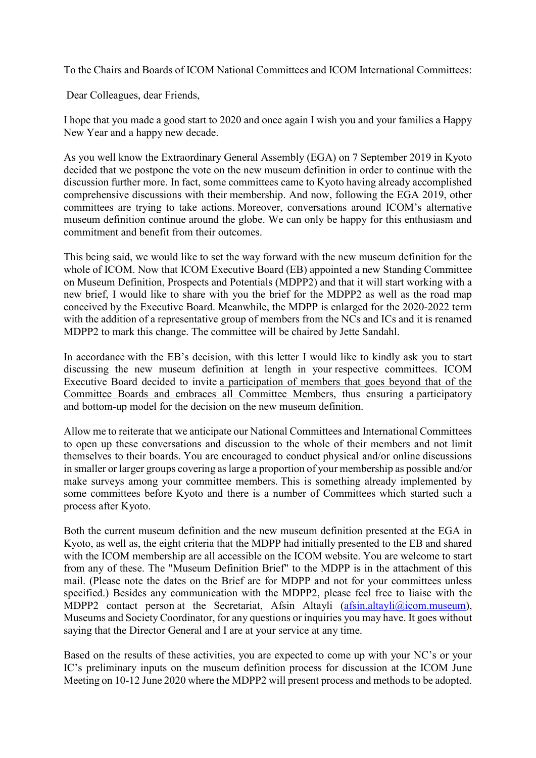To the Chairs and Boards of ICOM National Committees and ICOM International Committees:

Dear Colleagues, dear Friends,

I hope that you made a good start to 2020 and once again I wish you and your families a Happy New Year and a happy new decade.

As you well know the Extraordinary General Assembly (EGA) on 7 September 2019 in Kyoto decided that we postpone the vote on the new museum definition in order to continue with the discussion further more. In fact, some committees came to Kyoto having already accomplished comprehensive discussions with their membership. And now, following the EGA 2019, other committees are trying to take actions. Moreover, conversations around ICOM's alternative museum definition continue around the globe. We can only be happy for this enthusiasm and commitment and benefit from their outcomes.

This being said, we would like to set the way forward with the new museum definition for the whole of ICOM. Now that ICOM Executive Board (EB) appointed a new Standing Committee on Museum Definition, Prospects and Potentials (MDPP2) and that it will start working with a new brief, I would like to share with you the brief for the MDPP2 as well as the road map conceived by the Executive Board. Meanwhile, the MDPP is enlarged for the 2020-2022 term with the addition of a representative group of members from the NCs and ICs and it is renamed MDPP2 to mark this change. The committee will be chaired by Jette Sandahl.

In accordance with the EB's decision, with this letter I would like to kindly ask you to start discussing the new museum definition at length in your respective committees. ICOM Executive Board decided to invite <u>a participation of members that goes beyond that of the Committee Boards and embraces all Committee Members</u>, thus ensuring a participatory and bottom-up model for the decision on the new museum definition.

Allow me to reiterate that we anticipate our National Committees and International Committees to open up these conversations and discussion to the whole of their members and not limit themselves to their boards. You are encouraged to conduct physical and/or online discussions in smaller or larger groups covering as large a proportion of your membership as possible and/or make surveys among your committee members. This is something already implemented by some committees before Kyoto and there is a number of Committees which started such a process after Kyoto.

Both the current museum definition and the new museum definition presented at the EGA in Kyoto, as well as, the eight criteria that the MDPP had initially presented to the EB and shared with the ICOM membership are all accessible on the ICOM website. You are welcome to start from any of these. The "Museum Definition Brief" to the MDPP is in the attachment of this mail. (Please note the dates on the Brief are for MDPP and not for your committees unless specified.) Besides any communication with the MDPP2, please feel free to liaise with the MDPP2 contact person at the Secretariat, Afsin Altayli (afsin.altayli@icom.museum), Museums and Society Coordinator, for any questions or inquiries you may have. It goes without saying that the Director General and I are at your service at any time.

Based on the results of these activities, you are expected to come up with your NC's or your IC's preliminary inputs on the museum definition process for discussion at the ICOM June Meeting on 10-12 June 2020 where the MDPP2 will present process and methods to be adopted.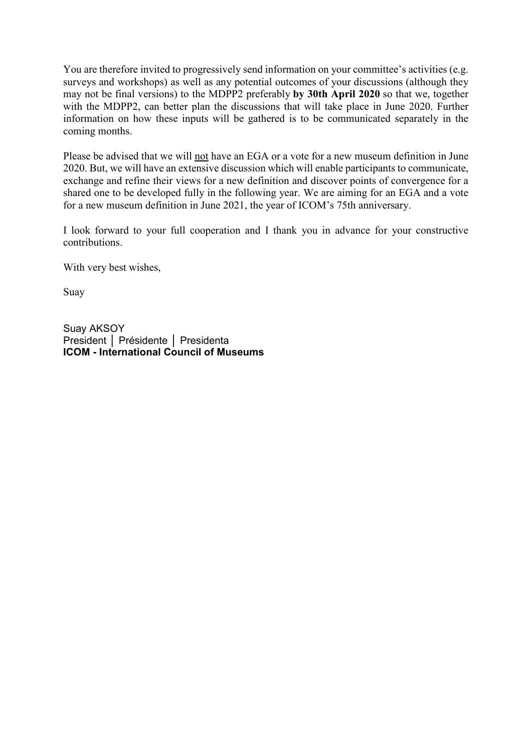You are therefore invited to progressively send information on your committee's activities (e.g. surveys and workshops) as well as any potential outcomes of your discussions (although they may not be final versions) to the MDPP2 preferably **by 30th April 2020** so that we, together with the MDPP2, can better plan the discussions that will take place in June 2020. Further information on how these inputs will be gathered is to be communicated separately in the coming months.

Please be advised that we will <u>not</u> have an EGA or a vote for a new museum definition in June 2020. But, we will have an extensive discussion which will enable participants to communicate, exchange and refine their views for a new definition and discover points of convergence for a shared one to be developed fully in the following year. We are aiming for an EGA and a vote for a new museum definition in June 2021, the year of ICOM's 75th anniversary.

I look forward to your full cooperation and I thank you in advance for your constructive contributions.

With very best wishes,

Suay

Suay AKSOY  
President │ Présidente │ Presidenta  
**ICOM - International Council of Museums**